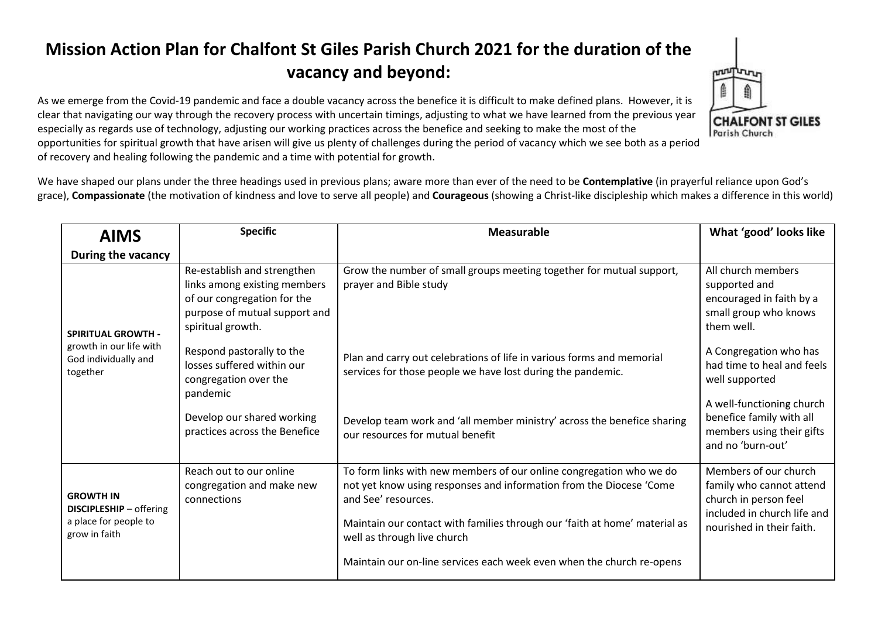# Mission Action Plan for Chalfont St Giles Parish Church 2021 for the duration of the vacancy and beyond:

As we emerge from the Covid-19 pandemic and face a double vacancy across the benefice it is difficult to make defined plans. However, it is clear that navigating our way through the recovery process with uncertain timings, adjusting to what we have learned from the previous year especially as regards use of technology, adjusting our working practices across the benefice and seeking to make the most of the opportunities for spiritual growth that have arisen will give us plenty of challenges during the period of vacancy which we see both as a period of recovery and healing following the pandemic and a time with potential for growth.

We have shaped our plans under the three headings used in previous plans; aware more than ever of the need to be **Contemplative** (in prayerful reliance upon God's grace), **Compassionate** (the motivation of kindness and love to serve all people) and **Courageous** (showing a Christ-like discipleship which makes a difference in this world)

| **AIMS** During the vacancy | **Specific** | **Measurable** | **What 'good' looks like** |
|---|---|---|---|
| **SPIRITUAL GROWTH -** growth in our life with God individually and together | Re-establish and strengthen links among existing members of our congregation for the purpose of mutual support and spiritual growth. | Grow the number of small groups meeting together for mutual support, prayer and Bible study | All church members supported and encouraged in faith by a small group who knows them well. |
| | Respond pastorally to the losses suffered within our congregation over the pandemic | Plan and carry out celebrations of life in various forms and memorial services for those people we have lost during the pandemic. | A Congregation who has had time to heal and feels well supported |
| | Develop our shared working practices across the Benefice | Develop team work and 'all member ministry' across the benefice sharing our resources for mutual benefit | A well-functioning church benefice family with all members using their gifts and no 'burn-out' |
| **GROWTH IN DISCIPLESHIP** – offering a place for people to grow in faith | Reach out to our online congregation and make new connections | To form links with new members of our online congregation who we do not yet know using responses and information from the Diocese 'Come and See' resources.<br><br>Maintain our contact with families through our 'faith at home' material as well as through live church<br><br>Maintain our on-line services each week even when the church re-opens | Members of our church family who cannot attend church in person feel included in church life and nourished in their faith. |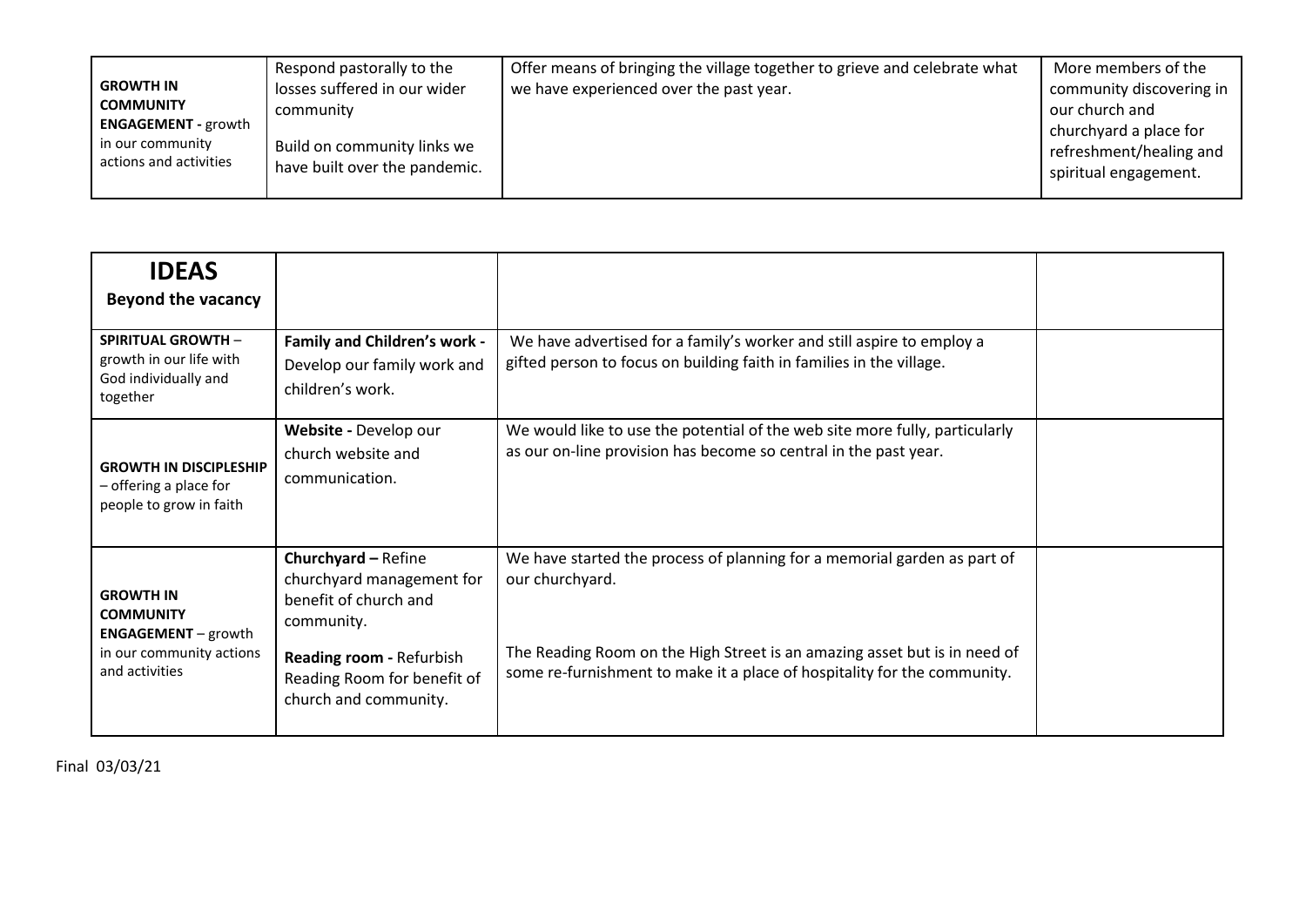| | | | |
|---|---|---|---|
| **GROWTH IN COMMUNITY ENGAGEMENT -** growth in our community actions and activities | Respond pastorally to the losses suffered in our wider community<br><br>Build on community links we have built over the pandemic. | Offer means of bringing the village together to grieve and celebrate what we have experienced over the past year. | More members of the community discovering in our church and churchyard a place for refreshment/healing and spiritual engagement. |

| **IDEAS**<br>**Beyond the vacancy** | | | |
|---|---|---|---|
| **SPIRITUAL GROWTH** – growth in our life with God individually and together | **Family and Children's work -** Develop our family work and children's work. | We have advertised for a family's worker and still aspire to employ a gifted person to focus on building faith in families in the village. | |
| **GROWTH IN DISCIPLESHIP** – offering a place for people to grow in faith | **Website -** Develop our church website and communication. | We would like to use the potential of the web site more fully, particularly as our on-line provision has become so central in the past year. | |
| **GROWTH IN COMMUNITY ENGAGEMENT** – growth in our community actions and activities | **Churchyard –** Refine churchyard management for benefit of church and community.<br><br>**Reading room -** Refurbish Reading Room for benefit of church and community. | We have started the process of planning for a memorial garden as part of our churchyard.<br><br>The Reading Room on the High Street is an amazing asset but is in need of some re-furnishment to make it a place of hospitality for the community. | |

Final 03/03/21